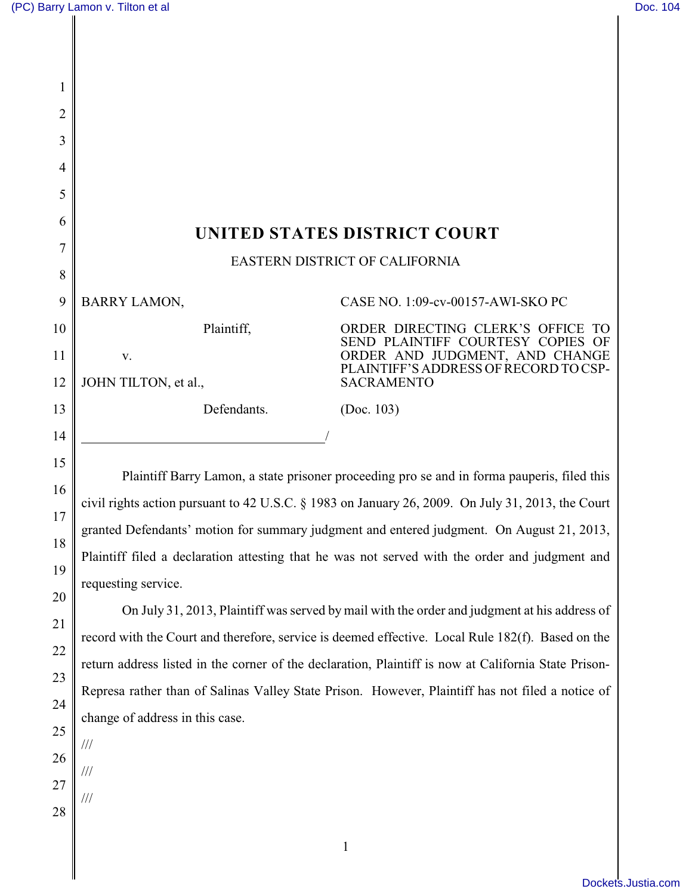# UNITED STATES DISTRICT COURT

EASTERN DISTRICT OF CALIFORNIA

| | |
|---|---|
| BARRY LAMON,<br><br>Plaintiff,<br><br>v.<br><br>JOHN TILTON, et al.,<br><br>Defendants.<br>_______________________________/ | CASE NO. 1:09-cv-00157-AWI-SKO PC<br><br>ORDER DIRECTING CLERK'S OFFICE TO SEND PLAINTIFF COURTESY COPIES OF ORDER AND JUDGMENT, AND CHANGE PLAINTIFF'S ADDRESS OF RECORD TO CSP-SACRAMENTO<br><br>(Doc. 103) |

Plaintiff Barry Lamon, a state prisoner proceeding pro se and in forma pauperis, filed this civil rights action pursuant to 42 U.S.C. § 1983 on January 26, 2009. On July 31, 2013, the Court granted Defendants' motion for summary judgment and entered judgment. On August 21, 2013, Plaintiff filed a declaration attesting that he was not served with the order and judgment and requesting service.

On July 31, 2013, Plaintiff was served by mail with the order and judgment at his address of record with the Court and therefore, service is deemed effective. Local Rule 182(f). Based on the return address listed in the corner of the declaration, Plaintiff is now at California State Prison-Represa rather than of Salinas Valley State Prison. However, Plaintiff has not filed a notice of change of address in this case.

///

///

///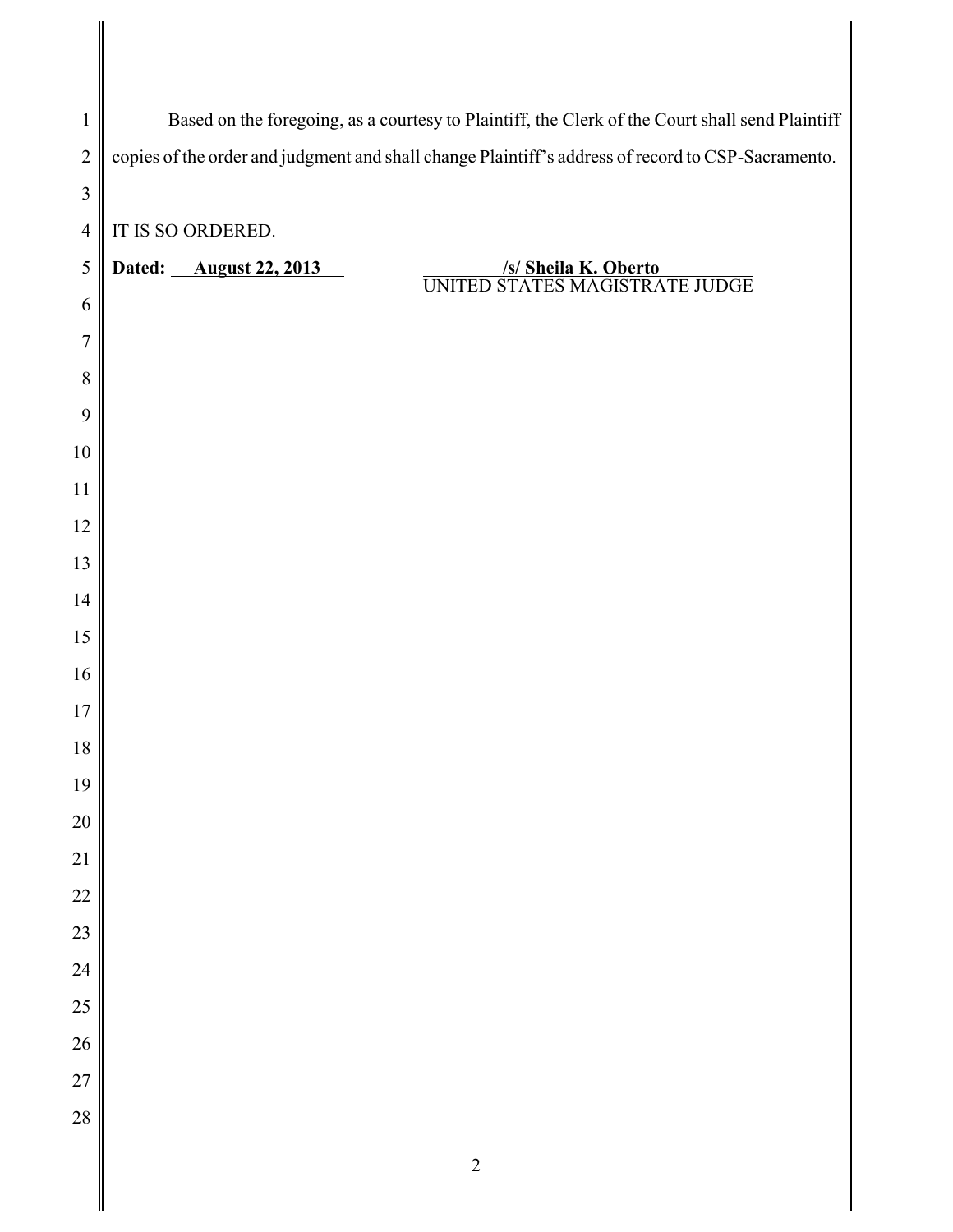Based on the foregoing, as a courtesy to Plaintiff, the Clerk of the Court shall send Plaintiff copies of the order and judgment and shall change Plaintiff's address of record to CSP-Sacramento.

IT IS SO ORDERED.

**Dated: August 22, 2013**

**/s/ Sheila K. Oberto**
UNITED STATES MAGISTRATE JUDGE